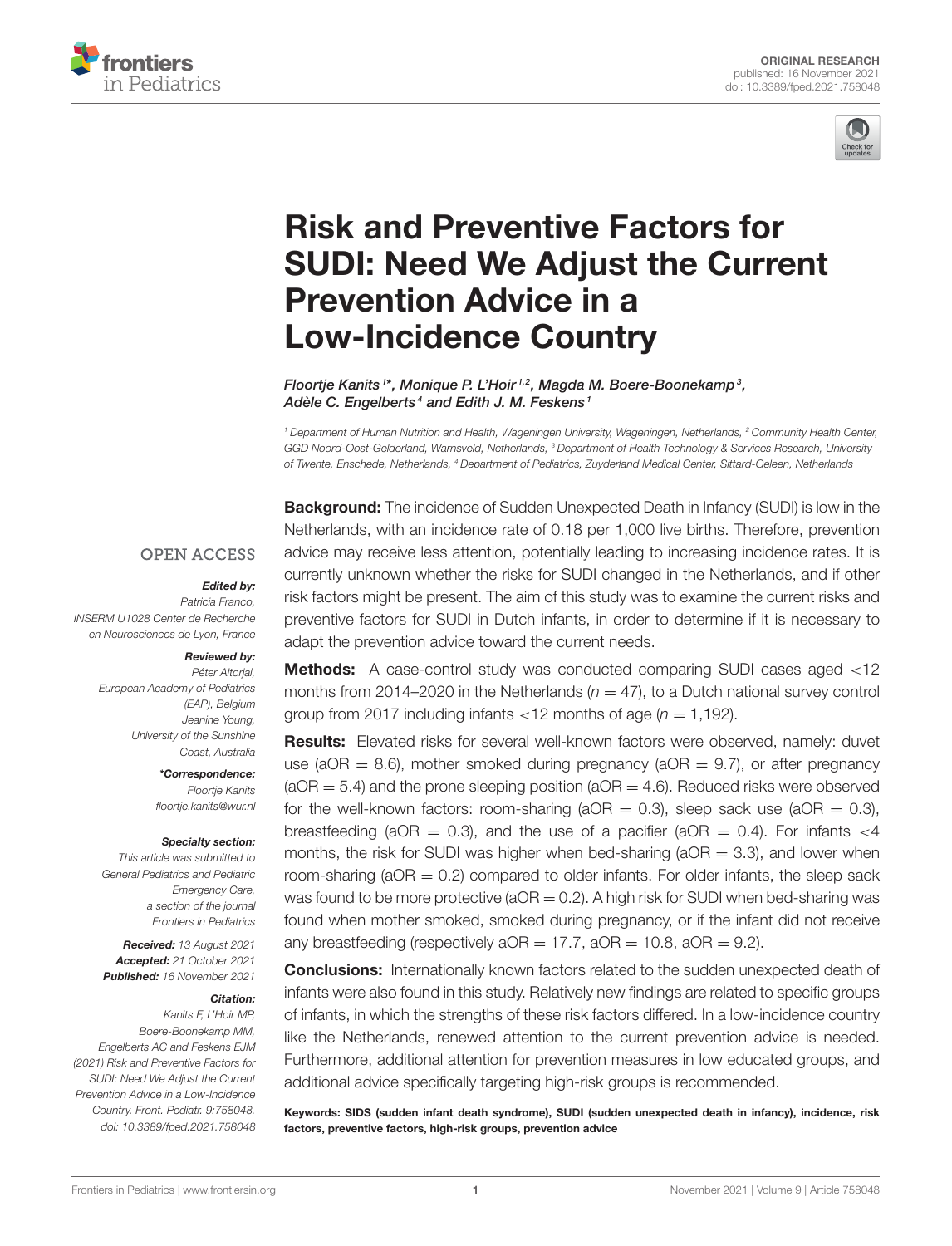ORIGINAL RESEARCH
published: 16 November 2021
doi: 10.3389/fped.2021.758048

# Risk and Preventive Factors for SUDI: Need We Adjust the Current Prevention Advice in a Low-Incidence Country

*Floortje Kanits[1]\*, Monique P. L'Hoir[1,2], Magda M. Boere-Boonekamp[3], Adèle C. Engelberts[4] and Edith J. M. Feskens[1]*

[1] Department of Human Nutrition and Health, Wageningen University, Wageningen, Netherlands, [2] Community Health Center, GGD Noord-Oost-Gelderland, Warnsveld, Netherlands, [3] Department of Health Technology & Services Research, University of Twente, Enschede, Netherlands, [4] Department of Pediatrics, Zuyderland Medical Center, Sittard-Geleen, Netherlands

OPEN ACCESS

***Edited by:***
*Patricia Franco,*
*INSERM U1028 Center de Recherche en Neurosciences de Lyon, France*

***Reviewed by:***
*Péter Altorjai,*
*European Academy of Pediatrics (EAP), Belgium*
*Jeanine Young,*
*University of the Sunshine Coast, Australia*

***\*Correspondence:***
*Floortje Kanits*
*floortje.kanits@wur.nl*

***Specialty section:***
*This article was submitted to General Pediatrics and Pediatric Emergency Care, a section of the journal Frontiers in Pediatrics*

***Received:*** *13 August 2021*
***Accepted:*** *21 October 2021*
***Published:*** *16 November 2021*

***Citation:***
*Kanits F, L'Hoir MP, Boere-Boonekamp MM, Engelberts AC and Feskens EJM (2021) Risk and Preventive Factors for SUDI: Need We Adjust the Current Prevention Advice in a Low-Incidence Country. Front. Pediatr. 9:758048. doi: 10.3389/fped.2021.758048*

**Background:** The incidence of Sudden Unexpected Death in Infancy (SUDI) is low in the Netherlands, with an incidence rate of 0.18 per 1,000 live births. Therefore, prevention advice may receive less attention, potentially leading to increasing incidence rates. It is currently unknown whether the risks for SUDI changed in the Netherlands, and if other risk factors might be present. The aim of this study was to examine the current risks and preventive factors for SUDI in Dutch infants, in order to determine if it is necessary to adapt the prevention advice toward the current needs.

**Methods:** A case-control study was conducted comparing SUDI cases aged <12 months from 2014–2020 in the Netherlands ($n = 47$), to a Dutch national survey control group from 2017 including infants <12 months of age ($n = 1,192$).

**Results:** Elevated risks for several well-known factors were observed, namely: duvet use (aOR = 8.6), mother smoked during pregnancy (aOR = 9.7), or after pregnancy (aOR = 5.4) and the prone sleeping position (aOR = 4.6). Reduced risks were observed for the well-known factors: room-sharing (aOR = 0.3), sleep sack use (aOR = 0.3), breastfeeding (aOR = 0.3), and the use of a pacifier (aOR = 0.4). For infants <4 months, the risk for SUDI was higher when bed-sharing (aOR = 3.3), and lower when room-sharing (aOR = 0.2) compared to older infants. For older infants, the sleep sack was found to be more protective (aOR = 0.2). A high risk for SUDI when bed-sharing was found when mother smoked, smoked during pregnancy, or if the infant did not receive any breastfeeding (respectively aOR = 17.7, aOR = 10.8, aOR = 9.2).

**Conclusions:** Internationally known factors related to the sudden unexpected death of infants were also found in this study. Relatively new findings are related to specific groups of infants, in which the strengths of these risk factors differed. In a low-incidence country like the Netherlands, renewed attention to the current prevention advice is needed. Furthermore, additional attention for prevention measures in low educated groups, and additional advice specifically targeting high-risk groups is recommended.

**Keywords: SIDS (sudden infant death syndrome), SUDI (sudden unexpected death in infancy), incidence, risk factors, preventive factors, high-risk groups, prevention advice**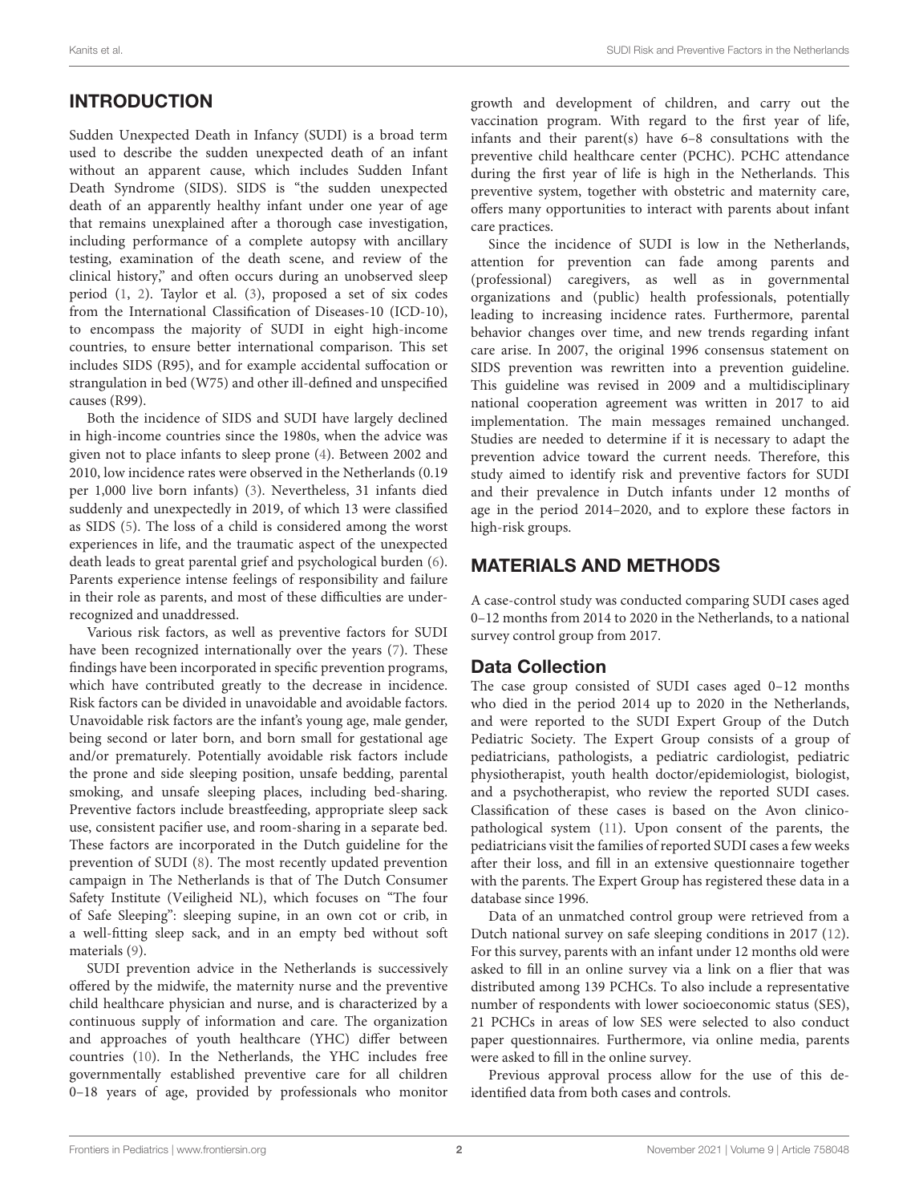## INTRODUCTION

Sudden Unexpected Death in Infancy (SUDI) is a broad term used to describe the sudden unexpected death of an infant without an apparent cause, which includes Sudden Infant Death Syndrome (SIDS). SIDS is "the sudden unexpected death of an apparently healthy infant under one year of age that remains unexplained after a thorough case investigation, including performance of a complete autopsy with ancillary testing, examination of the death scene, and review of the clinical history," and often occurs during an unobserved sleep period (1, 2). Taylor et al. (3), proposed a set of six codes from the International Classification of Diseases-10 (ICD-10), to encompass the majority of SUDI in eight high-income countries, to ensure better international comparison. This set includes SIDS (R95), and for example accidental suffocation or strangulation in bed (W75) and other ill-defined and unspecified causes (R99).

Both the incidence of SIDS and SUDI have largely declined in high-income countries since the 1980s, when the advice was given not to place infants to sleep prone (4). Between 2002 and 2010, low incidence rates were observed in the Netherlands (0.19 per 1,000 live born infants) (3). Nevertheless, 31 infants died suddenly and unexpectedly in 2019, of which 13 were classified as SIDS (5). The loss of a child is considered among the worst experiences in life, and the traumatic aspect of the unexpected death leads to great parental grief and psychological burden (6). Parents experience intense feelings of responsibility and failure in their role as parents, and most of these difficulties are under-recognized and unaddressed.

Various risk factors, as well as preventive factors for SUDI have been recognized internationally over the years (7). These findings have been incorporated in specific prevention programs, which have contributed greatly to the decrease in incidence. Risk factors can be divided in unavoidable and avoidable factors. Unavoidable risk factors are the infant's young age, male gender, being second or later born, and born small for gestational age and/or prematurely. Potentially avoidable risk factors include the prone and side sleeping position, unsafe bedding, parental smoking, and unsafe sleeping places, including bed-sharing. Preventive factors include breastfeeding, appropriate sleep sack use, consistent pacifier use, and room-sharing in a separate bed. These factors are incorporated in the Dutch guideline for the prevention of SUDI (8). The most recently updated prevention campaign in The Netherlands is that of The Dutch Consumer Safety Institute (Veiligheid NL), which focuses on "The four of Safe Sleeping": sleeping supine, in an own cot or crib, in a well-fitting sleep sack, and in an empty bed without soft materials (9).

SUDI prevention advice in the Netherlands is successively offered by the midwife, the maternity nurse and the preventive child healthcare physician and nurse, and is characterized by a continuous supply of information and care. The organization and approaches of youth healthcare (YHC) differ between countries (10). In the Netherlands, the YHC includes free governmentally established preventive care for all children 0–18 years of age, provided by professionals who monitor growth and development of children, and carry out the vaccination program. With regard to the first year of life, infants and their parent(s) have 6–8 consultations with the preventive child healthcare center (PCHC). PCHC attendance during the first year of life is high in the Netherlands. This preventive system, together with obstetric and maternity care, offers many opportunities to interact with parents about infant care practices.

Since the incidence of SUDI is low in the Netherlands, attention for prevention can fade among parents and (professional) caregivers, as well as in governmental organizations and (public) health professionals, potentially leading to increasing incidence rates. Furthermore, parental behavior changes over time, and new trends regarding infant care arise. In 2007, the original 1996 consensus statement on SIDS prevention was rewritten into a prevention guideline. This guideline was revised in 2009 and a multidisciplinary national cooperation agreement was written in 2017 to aid implementation. The main messages remained unchanged. Studies are needed to determine if it is necessary to adapt the prevention advice toward the current needs. Therefore, this study aimed to identify risk and preventive factors for SUDI and their prevalence in Dutch infants under 12 months of age in the period 2014–2020, and to explore these factors in high-risk groups.

## MATERIALS AND METHODS

A case-control study was conducted comparing SUDI cases aged 0–12 months from 2014 to 2020 in the Netherlands, to a national survey control group from 2017.

### Data Collection

The case group consisted of SUDI cases aged 0–12 months who died in the period 2014 up to 2020 in the Netherlands, and were reported to the SUDI Expert Group of the Dutch Pediatric Society. The Expert Group consists of a group of pediatricians, pathologists, a pediatric cardiologist, pediatric physiotherapist, youth health doctor/epidemiologist, biologist, and a psychotherapist, who review the reported SUDI cases. Classification of these cases is based on the Avon clinicopathological system (11). Upon consent of the parents, the pediatricians visit the families of reported SUDI cases a few weeks after their loss, and fill in an extensive questionnaire together with the parents. The Expert Group has registered these data in a database since 1996.

Data of an unmatched control group were retrieved from a Dutch national survey on safe sleeping conditions in 2017 (12). For this survey, parents with an infant under 12 months old were asked to fill in an online survey via a link on a flier that was distributed among 139 PCHCs. To also include a representative number of respondents with lower socioeconomic status (SES), 21 PCHCs in areas of low SES were selected to also conduct paper questionnaires. Furthermore, via online media, parents were asked to fill in the online survey.

Previous approval process allow for the use of this de-identified data from both cases and controls.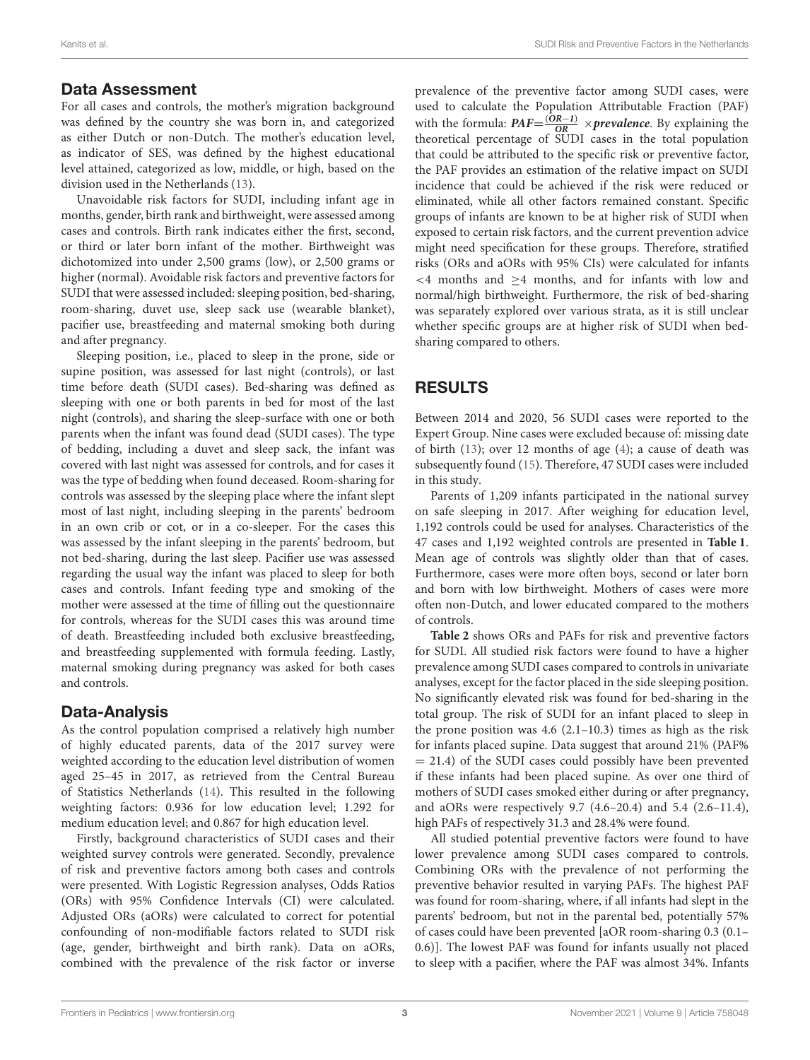## Data Assessment

For all cases and controls, the mother's migration background was defined by the country she was born in, and categorized as either Dutch or non-Dutch. The mother's education level, as indicator of SES, was defined by the highest educational level attained, categorized as low, middle, or high, based on the division used in the Netherlands (13).

Unavoidable risk factors for SUDI, including infant age in months, gender, birth rank and birthweight, were assessed among cases and controls. Birth rank indicates either the first, second, or third or later born infant of the mother. Birthweight was dichotomized into under 2,500 grams (low), or 2,500 grams or higher (normal). Avoidable risk factors and preventive factors for SUDI that were assessed included: sleeping position, bed-sharing, room-sharing, duvet use, sleep sack use (wearable blanket), pacifier use, breastfeeding and maternal smoking both during and after pregnancy.

Sleeping position, i.e., placed to sleep in the prone, side or supine position, was assessed for last night (controls), or last time before death (SUDI cases). Bed-sharing was defined as sleeping with one or both parents in bed for most of the last night (controls), and sharing the sleep-surface with one or both parents when the infant was found dead (SUDI cases). The type of bedding, including a duvet and sleep sack, the infant was covered with last night was assessed for controls, and for cases it was the type of bedding when found deceased. Room-sharing for controls was assessed by the sleeping place where the infant slept most of last night, including sleeping in the parents' bedroom in an own crib or cot, or in a co-sleeper. For the cases this was assessed by the infant sleeping in the parents' bedroom, but not bed-sharing, during the last sleep. Pacifier use was assessed regarding the usual way the infant was placed to sleep for both cases and controls. Infant feeding type and smoking of the mother were assessed at the time of filling out the questionnaire for controls, whereas for the SUDI cases this was around time of death. Breastfeeding included both exclusive breastfeeding, and breastfeeding supplemented with formula feeding. Lastly, maternal smoking during pregnancy was asked for both cases and controls.

## Data-Analysis

As the control population comprised a relatively high number of highly educated parents, data of the 2017 survey were weighted according to the education level distribution of women aged 25–45 in 2017, as retrieved from the Central Bureau of Statistics Netherlands (14). This resulted in the following weighting factors: 0.936 for low education level; 1.292 for medium education level; and 0.867 for high education level.

Firstly, background characteristics of SUDI cases and their weighted survey controls were generated. Secondly, prevalence of risk and preventive factors among both cases and controls were presented. With Logistic Regression analyses, Odds Ratios (ORs) with 95% Confidence Intervals (CI) were calculated. Adjusted ORs (aORs) were calculated to correct for potential confounding of non-modifiable factors related to SUDI risk (age, gender, birthweight and birth rank). Data on aORs, combined with the prevalence of the risk factor or inverse prevalence of the preventive factor among SUDI cases, were used to calculate the Population Attributable Fraction (PAF) with the formula: $\boldsymbol{PAF}=\frac{(\boldsymbol{OR}-\boldsymbol{1})}{\boldsymbol{OR}}\times \boldsymbol{prevalence}$. By explaining the theoretical percentage of SUDI cases in the total population that could be attributed to the specific risk or preventive factor, the PAF provides an estimation of the relative impact on SUDI incidence that could be achieved if the risk were reduced or eliminated, while all other factors remained constant. Specific groups of infants are known to be at higher risk of SUDI when exposed to certain risk factors, and the current prevention advice might need specification for these groups. Therefore, stratified risks (ORs and aORs with 95% CIs) were calculated for infants $<$4 months and $\geq$4 months, and for infants with low and normal/high birthweight. Furthermore, the risk of bed-sharing was separately explored over various strata, as it is still unclear whether specific groups are at higher risk of SUDI when bed-sharing compared to others.

# RESULTS

Between 2014 and 2020, 56 SUDI cases were reported to the Expert Group. Nine cases were excluded because of: missing date of birth (13); over 12 months of age (4); a cause of death was subsequently found (15). Therefore, 47 SUDI cases were included in this study.

Parents of 1,209 infants participated in the national survey on safe sleeping in 2017. After weighing for education level, 1,192 controls could be used for analyses. Characteristics of the 47 cases and 1,192 weighted controls are presented in **Table 1**. Mean age of controls was slightly older than that of cases. Furthermore, cases were more often boys, second or later born and born with low birthweight. Mothers of cases were more often non-Dutch, and lower educated compared to the mothers of controls.

**Table 2** shows ORs and PAFs for risk and preventive factors for SUDI. All studied risk factors were found to have a higher prevalence among SUDI cases compared to controls in univariate analyses, except for the factor placed in the side sleeping position. No significantly elevated risk was found for bed-sharing in the total group. The risk of SUDI for an infant placed to sleep in the prone position was 4.6 (2.1–10.3) times as high as the risk for infants placed supine. Data suggest that around 21% (PAF% = 21.4) of the SUDI cases could possibly have been prevented if these infants had been placed supine. As over one third of mothers of SUDI cases smoked either during or after pregnancy, and aORs were respectively 9.7 (4.6–20.4) and 5.4 (2.6–11.4), high PAFs of respectively 31.3 and 28.4% were found.

All studied potential preventive factors were found to have lower prevalence among SUDI cases compared to controls. Combining ORs with the prevalence of not performing the preventive behavior resulted in varying PAFs. The highest PAF was found for room-sharing, where, if all infants had slept in the parents' bedroom, but not in the parental bed, potentially 57% of cases could have been prevented [aOR room-sharing 0.3 (0.1–0.6)]. The lowest PAF was found for infants usually not placed to sleep with a pacifier, where the PAF was almost 34%. Infants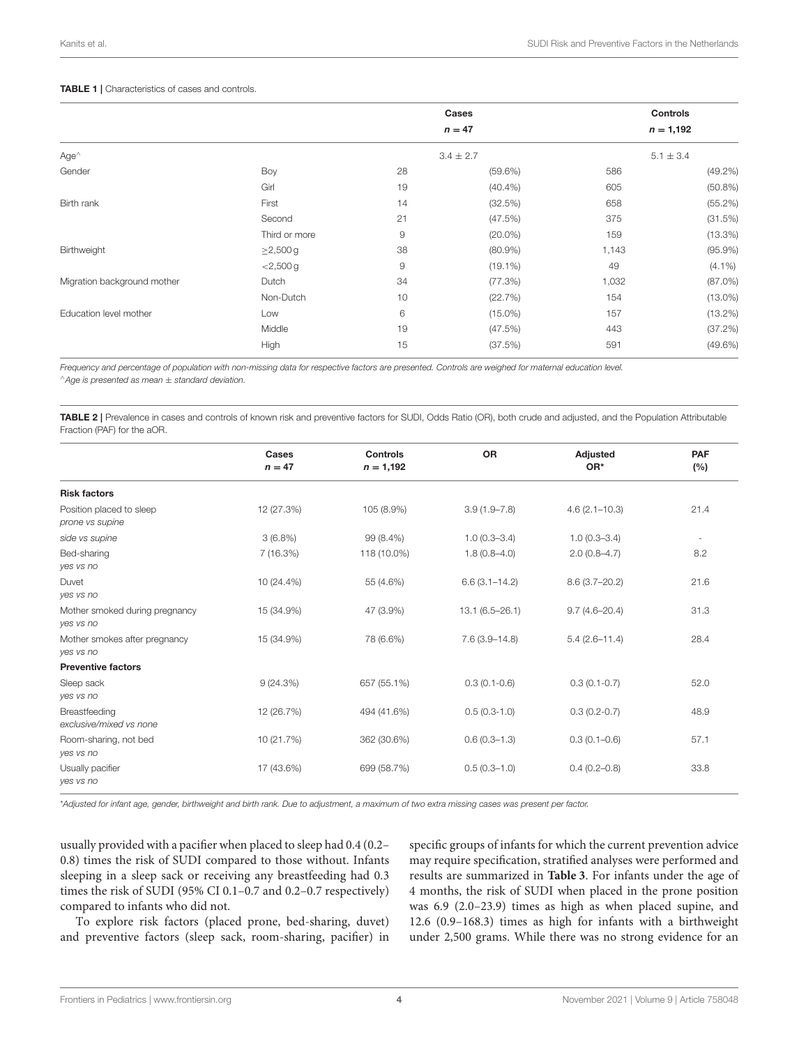**TABLE 1 |** Characteristics of cases and controls.

| | | Cases | | Controls | |
|---|---|---|---|---|---|
| | | $n = 47$ | | $n = 1,192$ | |
| Age^ | | 3.4 ± 2.7 | | 5.1 ± 3.4 | |
| Gender | Boy | 28 | (59.6%) | 586 | (49.2%) |
| | Girl | 19 | (40.4%) | 605 | (50.8%) |
| Birth rank | First | 14 | (32.5%) | 658 | (55.2%) |
| | Second | 21 | (47.5%) | 375 | (31.5%) |
| | Third or more | 9 | (20.0%) | 159 | (13.3%) |
| Birthweight | ≥2,500 g | 38 | (80.9%) | 1,143 | (95.9%) |
| | <2,500 g | 9 | (19.1%) | 49 | (4.1%) |
| Migration background mother | Dutch | 34 | (77.3%) | 1,032 | (87.0%) |
| | Non-Dutch | 10 | (22.7%) | 154 | (13.0%) |
| Education level mother | Low | 6 | (15.0%) | 157 | (13.2%) |
| | Middle | 19 | (47.5%) | 443 | (37.2%) |
| | High | 15 | (37.5%) | 591 | (49.6%) |

*Frequency and percentage of population with non-missing data for respective factors are presented. Controls are weighed for maternal education level.*
*^Age is presented as mean ± standard deviation.*

**TABLE 2 |** Prevalence in cases and controls of known risk and preventive factors for SUDI, Odds Ratio (OR), both crude and adjusted, and the Population Attributable Fraction (PAF) for the aOR.

| | Cases $n = 47$ | Controls $n = 1,192$ | OR | Adjusted OR* | PAF (%) |
|---|---|---|---|---|---|
| **Risk factors** | | | | | |
| Position placed to sleep *prone vs supine* | 12 (27.3%) | 105 (8.9%) | 3.9 (1.9–7.8) | 4.6 (2.1–10.3) | 21.4 |
| *side vs supine* | 3 (6.8%) | 99 (8.4%) | 1.0 (0.3–3.4) | 1.0 (0.3–3.4) | - |
| Bed-sharing *yes vs no* | 7 (16.3%) | 118 (10.0%) | 1.8 (0.8–4.0) | 2.0 (0.8–4.7) | 8.2 |
| Duvet *yes vs no* | 10 (24.4%) | 55 (4.6%) | 6.6 (3.1–14.2) | 8.6 (3.7–20.2) | 21.6 |
| Mother smoked during pregnancy *yes vs no* | 15 (34.9%) | 47 (3.9%) | 13.1 (6.5–26.1) | 9.7 (4.6–20.4) | 31.3 |
| Mother smokes after pregnancy *yes vs no* | 15 (34.9%) | 78 (6.6%) | 7.6 (3.9–14.8) | 5.4 (2.6–11.4) | 28.4 |
| **Preventive factors** | | | | | |
| Sleep sack *yes vs no* | 9 (24.3%) | 657 (55.1%) | 0.3 (0.1-0.6) | 0.3 (0.1-0.7) | 52.0 |
| Breastfeeding *exclusive/mixed vs none* | 12 (26.7%) | 494 (41.6%) | 0.5 (0.3-1.0) | 0.3 (0.2-0.7) | 48.9 |
| Room-sharing, not bed *yes vs no* | 10 (21.7%) | 362 (30.6%) | 0.6 (0.3–1.3) | 0.3 (0.1–0.6) | 57.1 |
| Usually pacifier *yes vs no* | 17 (43.6%) | 699 (58.7%) | 0.5 (0.3–1.0) | 0.4 (0.2–0.8) | 33.8 |

*\*Adjusted for infant age, gender, birthweight and birth rank. Due to adjustment, a maximum of two extra missing cases was present per factor.*

usually provided with a pacifier when placed to sleep had 0.4 (0.2–0.8) times the risk of SUDI compared to those without. Infants sleeping in a sleep sack or receiving any breastfeeding had 0.3 times the risk of SUDI (95% CI 0.1–0.7 and 0.2–0.7 respectively) compared to infants who did not.

To explore risk factors (placed prone, bed-sharing, duvet) and preventive factors (sleep sack, room-sharing, pacifier) in specific groups of infants for which the current prevention advice may require specification, stratified analyses were performed and results are summarized in **Table 3**. For infants under the age of 4 months, the risk of SUDI when placed in the prone position was 6.9 (2.0–23.9) times as high as when placed supine, and 12.6 (0.9–168.3) times as high for infants with a birthweight under 2,500 grams. While there was no strong evidence for an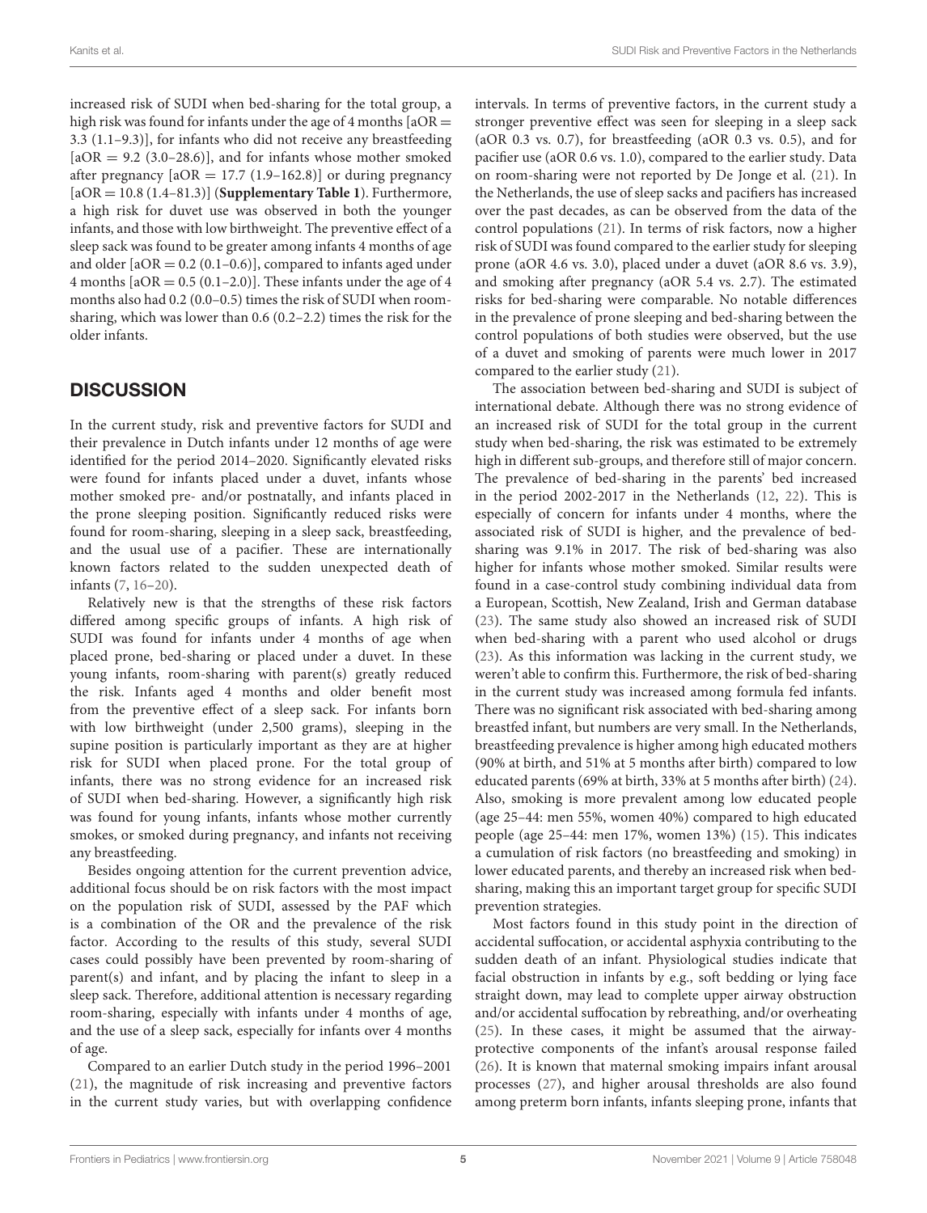increased risk of SUDI when bed-sharing for the total group, a high risk was found for infants under the age of 4 months [aOR = 3.3 (1.1–9.3)], for infants who did not receive any breastfeeding [aOR = 9.2 (3.0–28.6)], and for infants whose mother smoked after pregnancy [aOR = 17.7 (1.9–162.8)] or during pregnancy [aOR = 10.8 (1.4–81.3)] (**Supplementary Table 1**). Furthermore, a high risk for duvet use was observed in both the younger infants, and those with low birthweight. The preventive effect of a sleep sack was found to be greater among infants 4 months of age and older [aOR = 0.2 (0.1–0.6)], compared to infants aged under 4 months [aOR = 0.5 (0.1–2.0)]. These infants under the age of 4 months also had 0.2 (0.0–0.5) times the risk of SUDI when room-sharing, which was lower than 0.6 (0.2–2.2) times the risk for the older infants.

## DISCUSSION

In the current study, risk and preventive factors for SUDI and their prevalence in Dutch infants under 12 months of age were identified for the period 2014–2020. Significantly elevated risks were found for infants placed under a duvet, infants whose mother smoked pre- and/or postnatally, and infants placed in the prone sleeping position. Significantly reduced risks were found for room-sharing, sleeping in a sleep sack, breastfeeding, and the usual use of a pacifier. These are internationally known factors related to the sudden unexpected death of infants (7, 16–20).

Relatively new is that the strengths of these risk factors differed among specific groups of infants. A high risk of SUDI was found for infants under 4 months of age when placed prone, bed-sharing or placed under a duvet. In these young infants, room-sharing with parent(s) greatly reduced the risk. Infants aged 4 months and older benefit most from the preventive effect of a sleep sack. For infants born with low birthweight (under 2,500 grams), sleeping in the supine position is particularly important as they are at higher risk for SUDI when placed prone. For the total group of infants, there was no strong evidence for an increased risk of SUDI when bed-sharing. However, a significantly high risk was found for young infants, infants whose mother currently smokes, or smoked during pregnancy, and infants not receiving any breastfeeding.

Besides ongoing attention for the current prevention advice, additional focus should be on risk factors with the most impact on the population risk of SUDI, assessed by the PAF which is a combination of the OR and the prevalence of the risk factor. According to the results of this study, several SUDI cases could possibly have been prevented by room-sharing of parent(s) and infant, and by placing the infant to sleep in a sleep sack. Therefore, additional attention is necessary regarding room-sharing, especially with infants under 4 months of age, and the use of a sleep sack, especially for infants over 4 months of age.

Compared to an earlier Dutch study in the period 1996–2001 (21), the magnitude of risk increasing and preventive factors in the current study varies, but with overlapping confidence intervals. In terms of preventive factors, in the current study a stronger preventive effect was seen for sleeping in a sleep sack (aOR 0.3 vs. 0.7), for breastfeeding (aOR 0.3 vs. 0.5), and for pacifier use (aOR 0.6 vs. 1.0), compared to the earlier study. Data on room-sharing were not reported by De Jonge et al. (21). In the Netherlands, the use of sleep sacks and pacifiers has increased over the past decades, as can be observed from the data of the control populations (21). In terms of risk factors, now a higher risk of SUDI was found compared to the earlier study for sleeping prone (aOR 4.6 vs. 3.0), placed under a duvet (aOR 8.6 vs. 3.9), and smoking after pregnancy (aOR 5.4 vs. 2.7). The estimated risks for bed-sharing were comparable. No notable differences in the prevalence of prone sleeping and bed-sharing between the control populations of both studies were observed, but the use of a duvet and smoking of parents were much lower in 2017 compared to the earlier study (21).

The association between bed-sharing and SUDI is subject of international debate. Although there was no strong evidence of an increased risk of SUDI for the total group in the current study when bed-sharing, the risk was estimated to be extremely high in different sub-groups, and therefore still of major concern. The prevalence of bed-sharing in the parents' bed increased in the period 2002-2017 in the Netherlands (12, 22). This is especially of concern for infants under 4 months, where the associated risk of SUDI is higher, and the prevalence of bed-sharing was 9.1% in 2017. The risk of bed-sharing was also higher for infants whose mother smoked. Similar results were found in a case-control study combining individual data from a European, Scottish, New Zealand, Irish and German database (23). The same study also showed an increased risk of SUDI when bed-sharing with a parent who used alcohol or drugs (23). As this information was lacking in the current study, we weren't able to confirm this. Furthermore, the risk of bed-sharing in the current study was increased among formula fed infants. There was no significant risk associated with bed-sharing among breastfed infant, but numbers are very small. In the Netherlands, breastfeeding prevalence is higher among high educated mothers (90% at birth, and 51% at 5 months after birth) compared to low educated parents (69% at birth, 33% at 5 months after birth) (24). Also, smoking is more prevalent among low educated people (age 25–44: men 55%, women 40%) compared to high educated people (age 25–44: men 17%, women 13%) (15). This indicates a cumulation of risk factors (no breastfeeding and smoking) in lower educated parents, and thereby an increased risk when bed-sharing, making this an important target group for specific SUDI prevention strategies.

Most factors found in this study point in the direction of accidental suffocation, or accidental asphyxia contributing to the sudden death of an infant. Physiological studies indicate that facial obstruction in infants by e.g., soft bedding or lying face straight down, may lead to complete upper airway obstruction and/or accidental suffocation by rebreathing, and/or overheating (25). In these cases, it might be assumed that the airway-protective components of the infant's arousal response failed (26). It is known that maternal smoking impairs infant arousal processes (27), and higher arousal thresholds are also found among preterm born infants, infants sleeping prone, infants that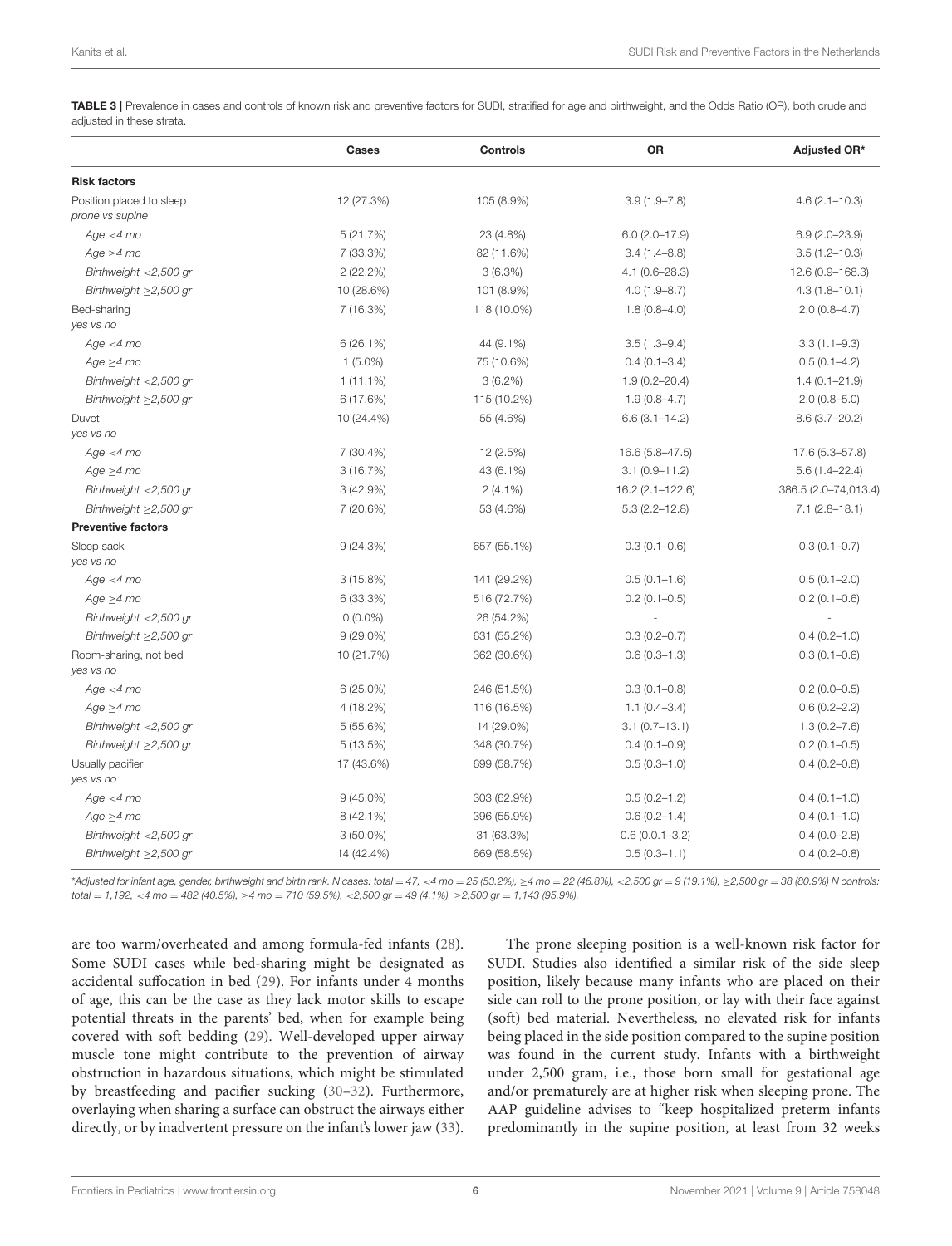**TABLE 3 |** Prevalence in cases and controls of known risk and preventive factors for SUDI, stratified for age and birthweight, and the Odds Ratio (OR), both crude and adjusted in these strata.

| | Cases | Controls | OR | Adjusted OR* |
|---|---|---|---|---|
| **Risk factors** | | | | |
| Position placed to sleep *prone vs supine* | 12 (27.3%) | 105 (8.9%) | 3.9 (1.9–7.8) | 4.6 (2.1–10.3) |
| *Age <4 mo* | 5 (21.7%) | 23 (4.8%) | 6.0 (2.0–17.9) | 6.9 (2.0–23.9) |
| *Age ≥4 mo* | 7 (33.3%) | 82 (11.6%) | 3.4 (1.4–8.8) | 3.5 (1.2–10.3) |
| *Birthweight <2,500 gr* | 2 (22.2%) | 3 (6.3%) | 4.1 (0.6–28.3) | 12.6 (0.9–168.3) |
| *Birthweight ≥2,500 gr* | 10 (28.6%) | 101 (8.9%) | 4.0 (1.9–8.7) | 4.3 (1.8–10.1) |
| Bed-sharing *yes vs no* | 7 (16.3%) | 118 (10.0%) | 1.8 (0.8–4.0) | 2.0 (0.8–4.7) |
| *Age <4 mo* | 6 (26.1%) | 44 (9.1%) | 3.5 (1.3–9.4) | 3.3 (1.1–9.3) |
| *Age ≥4 mo* | 1 (5.0%) | 75 (10.6%) | 0.4 (0.1–3.4) | 0.5 (0.1–4.2) |
| *Birthweight <2,500 gr* | 1 (11.1%) | 3 (6.2%) | 1.9 (0.2–20.4) | 1.4 (0.1–21.9) |
| *Birthweight ≥2,500 gr* | 6 (17.6%) | 115 (10.2%) | 1.9 (0.8–4.7) | 2.0 (0.8–5.0) |
| Duvet *yes vs no* | 10 (24.4%) | 55 (4.6%) | 6.6 (3.1–14.2) | 8.6 (3.7–20.2) |
| *Age <4 mo* | 7 (30.4%) | 12 (2.5%) | 16.6 (5.8–47.5) | 17.6 (5.3–57.8) |
| *Age ≥4 mo* | 3 (16.7%) | 43 (6.1%) | 3.1 (0.9–11.2) | 5.6 (1.4–22.4) |
| *Birthweight <2,500 gr* | 3 (42.9%) | 2 (4.1%) | 16.2 (2.1–122.6) | 386.5 (2.0–74,013.4) |
| *Birthweight ≥2,500 gr* | 7 (20.6%) | 53 (4.6%) | 5.3 (2.2–12.8) | 7.1 (2.8–18.1) |
| **Preventive factors** | | | | |
| Sleep sack *yes vs no* | 9 (24.3%) | 657 (55.1%) | 0.3 (0.1–0.6) | 0.3 (0.1–0.7) |
| *Age <4 mo* | 3 (15.8%) | 141 (29.2%) | 0.5 (0.1–1.6) | 0.5 (0.1–2.0) |
| *Age ≥4 mo* | 6 (33.3%) | 516 (72.7%) | 0.2 (0.1–0.5) | 0.2 (0.1–0.6) |
| *Birthweight <2,500 gr* | 0 (0.0%) | 26 (54.2%) | - | - |
| *Birthweight ≥2,500 gr* | 9 (29.0%) | 631 (55.2%) | 0.3 (0.2–0.7) | 0.4 (0.2–1.0) |
| Room-sharing, not bed *yes vs no* | 10 (21.7%) | 362 (30.6%) | 0.6 (0.3–1.3) | 0.3 (0.1–0.6) |
| *Age <4 mo* | 6 (25.0%) | 246 (51.5%) | 0.3 (0.1–0.8) | 0.2 (0.0–0.5) |
| *Age ≥4 mo* | 4 (18.2%) | 116 (16.5%) | 1.1 (0.4–3.4) | 0.6 (0.2–2.2) |
| *Birthweight <2,500 gr* | 5 (55.6%) | 14 (29.0%) | 3.1 (0.7–13.1) | 1.3 (0.2–7.6) |
| *Birthweight ≥2,500 gr* | 5 (13.5%) | 348 (30.7%) | 0.4 (0.1–0.9) | 0.2 (0.1–0.5) |
| Usually pacifier *yes vs no* | 17 (43.6%) | 699 (58.7%) | 0.5 (0.3–1.0) | 0.4 (0.2–0.8) |
| *Age <4 mo* | 9 (45.0%) | 303 (62.9%) | 0.5 (0.2–1.2) | 0.4 (0.1–1.0) |
| *Age ≥4 mo* | 8 (42.1%) | 396 (55.9%) | 0.6 (0.2–1.4) | 0.4 (0.1–1.0) |
| *Birthweight <2,500 gr* | 3 (50.0%) | 31 (63.3%) | 0.6 (0.0.1–3.2) | 0.4 (0.0–2.8) |
| *Birthweight ≥2,500 gr* | 14 (42.4%) | 669 (58.5%) | 0.5 (0.3–1.1) | 0.4 (0.2–0.8) |

*\*Adjusted for infant age, gender, birthweight and birth rank. N cases: total = 47, <4 mo = 25 (53.2%), ≥4 mo = 22 (46.8%), <2,500 gr = 9 (19.1%), ≥2,500 gr = 38 (80.9%) N controls: total = 1,192, <4 mo = 482 (40.5%), ≥4 mo = 710 (59.5%), <2,500 gr = 49 (4.1%), ≥2,500 gr = 1,143 (95.9%).*

are too warm/overheated and among formula-fed infants (28). Some SUDI cases while bed-sharing might be designated as accidental suffocation in bed (29). For infants under 4 months of age, this can be the case as they lack motor skills to escape potential threats in the parents' bed, when for example being covered with soft bedding (29). Well-developed upper airway muscle tone might contribute to the prevention of airway obstruction in hazardous situations, which might be stimulated by breastfeeding and pacifier sucking (30–32). Furthermore, overlaying when sharing a surface can obstruct the airways either directly, or by inadvertent pressure on the infant's lower jaw (33).

The prone sleeping position is a well-known risk factor for SUDI. Studies also identified a similar risk of the side sleep position, likely because many infants who are placed on their side can roll to the prone position, or lay with their face against (soft) bed material. Nevertheless, no elevated risk for infants being placed in the side position compared to the supine position was found in the current study. Infants with a birthweight under 2,500 gram, i.e., those born small for gestational age and/or prematurely are at higher risk when sleeping prone. The AAP guideline advises to "keep hospitalized preterm infants predominantly in the supine position, at least from 32 weeks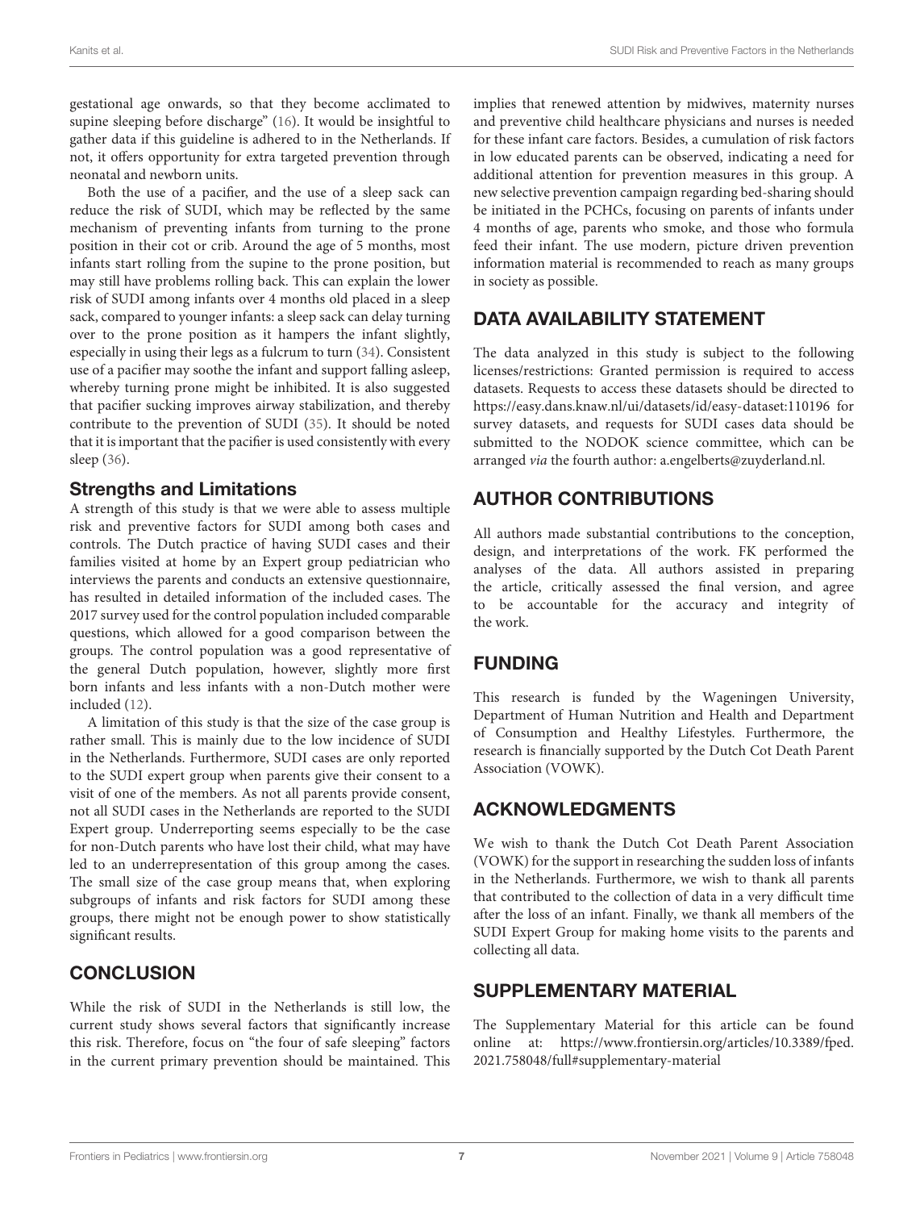gestational age onwards, so that they become acclimated to supine sleeping before discharge" (16). It would be insightful to gather data if this guideline is adhered to in the Netherlands. If not, it offers opportunity for extra targeted prevention through neonatal and newborn units.

Both the use of a pacifier, and the use of a sleep sack can reduce the risk of SUDI, which may be reflected by the same mechanism of preventing infants from turning to the prone position in their cot or crib. Around the age of 5 months, most infants start rolling from the supine to the prone position, but may still have problems rolling back. This can explain the lower risk of SUDI among infants over 4 months old placed in a sleep sack, compared to younger infants: a sleep sack can delay turning over to the prone position as it hampers the infant slightly, especially in using their legs as a fulcrum to turn (34). Consistent use of a pacifier may soothe the infant and support falling asleep, whereby turning prone might be inhibited. It is also suggested that pacifier sucking improves airway stabilization, and thereby contribute to the prevention of SUDI (35). It should be noted that it is important that the pacifier is used consistently with every sleep (36).

### Strengths and Limitations

A strength of this study is that we were able to assess multiple risk and preventive factors for SUDI among both cases and controls. The Dutch practice of having SUDI cases and their families visited at home by an Expert group pediatrician who interviews the parents and conducts an extensive questionnaire, has resulted in detailed information of the included cases. The 2017 survey used for the control population included comparable questions, which allowed for a good comparison between the groups. The control population was a good representative of the general Dutch population, however, slightly more first born infants and less infants with a non-Dutch mother were included (12).

A limitation of this study is that the size of the case group is rather small. This is mainly due to the low incidence of SUDI in the Netherlands. Furthermore, SUDI cases are only reported to the SUDI expert group when parents give their consent to a visit of one of the members. As not all parents provide consent, not all SUDI cases in the Netherlands are reported to the SUDI Expert group. Underreporting seems especially to be the case for non-Dutch parents who have lost their child, what may have led to an underrepresentation of this group among the cases. The small size of the case group means that, when exploring subgroups of infants and risk factors for SUDI among these groups, there might not be enough power to show statistically significant results.

## CONCLUSION

While the risk of SUDI in the Netherlands is still low, the current study shows several factors that significantly increase this risk. Therefore, focus on "the four of safe sleeping" factors in the current primary prevention should be maintained. This implies that renewed attention by midwives, maternity nurses and preventive child healthcare physicians and nurses is needed for these infant care factors. Besides, a cumulation of risk factors in low educated parents can be observed, indicating a need for additional attention for prevention measures in this group. A new selective prevention campaign regarding bed-sharing should be initiated in the PCHCs, focusing on parents of infants under 4 months of age, parents who smoke, and those who formula feed their infant. The use modern, picture driven prevention information material is recommended to reach as many groups in society as possible.

## DATA AVAILABILITY STATEMENT

The data analyzed in this study is subject to the following licenses/restrictions: Granted permission is required to access datasets. Requests to access these datasets should be directed to https://easy.dans.knaw.nl/ui/datasets/id/easy-dataset:110196 for survey datasets, and requests for SUDI cases data should be submitted to the NODOK science committee, which can be arranged *via* the fourth author: a.engelberts@zuyderland.nl.

## AUTHOR CONTRIBUTIONS

All authors made substantial contributions to the conception, design, and interpretations of the work. FK performed the analyses of the data. All authors assisted in preparing the article, critically assessed the final version, and agree to be accountable for the accuracy and integrity of the work.

## FUNDING

This research is funded by the Wageningen University, Department of Human Nutrition and Health and Department of Consumption and Healthy Lifestyles. Furthermore, the research is financially supported by the Dutch Cot Death Parent Association (VOWK).

## ACKNOWLEDGMENTS

We wish to thank the Dutch Cot Death Parent Association (VOWK) for the support in researching the sudden loss of infants in the Netherlands. Furthermore, we wish to thank all parents that contributed to the collection of data in a very difficult time after the loss of an infant. Finally, we thank all members of the SUDI Expert Group for making home visits to the parents and collecting all data.

## SUPPLEMENTARY MATERIAL

The Supplementary Material for this article can be found online at: https://www.frontiersin.org/articles/10.3389/fped.2021.758048/full#supplementary-material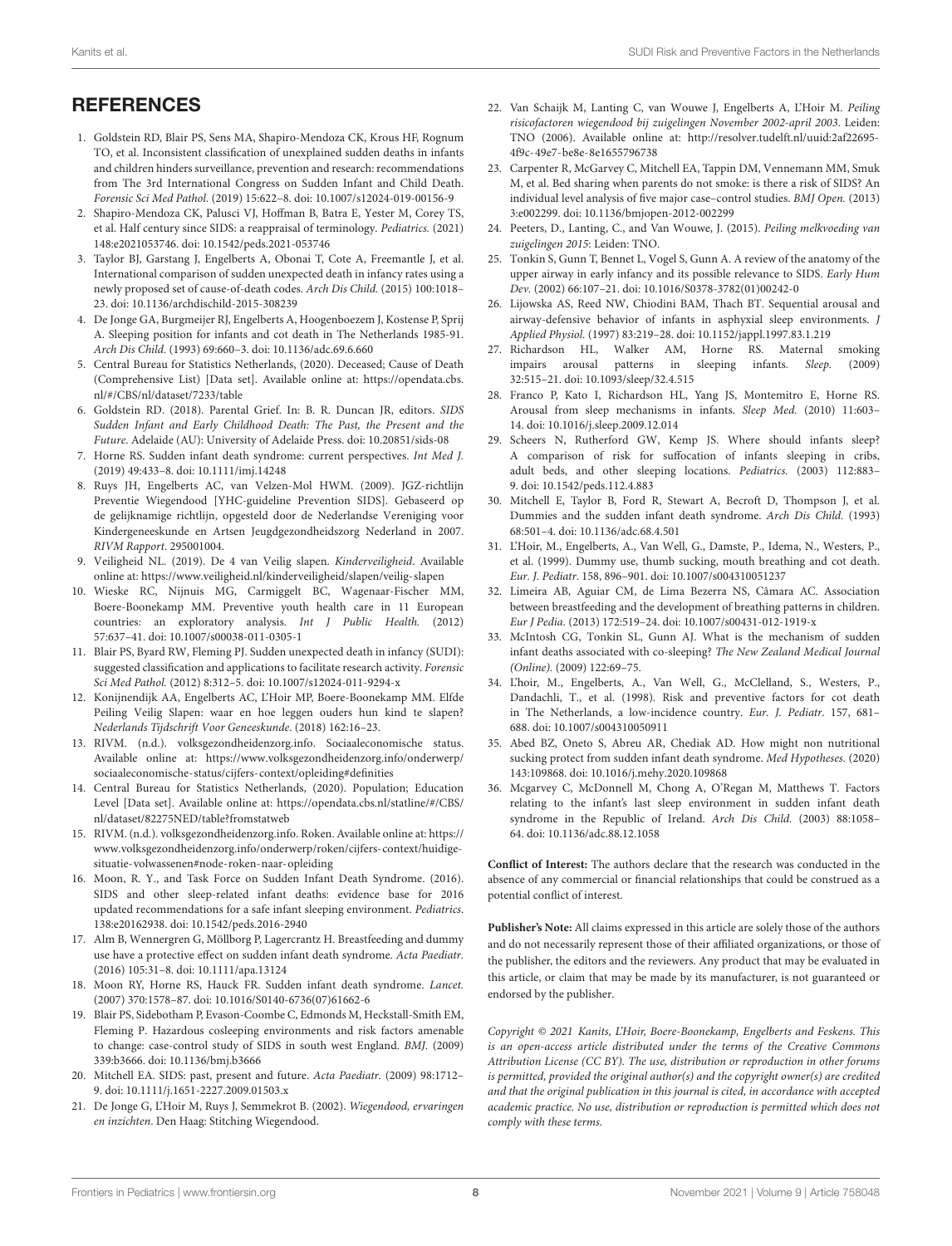## REFERENCES

1. Goldstein RD, Blair PS, Sens MA, Shapiro-Mendoza CK, Krous HF, Rognum TO, et al. Inconsistent classification of unexplained sudden deaths in infants and children hinders surveillance, prevention and research: recommendations from The 3rd International Congress on Sudden Infant and Child Death. *Forensic Sci Med Pathol.* (2019) 15:622–8. doi: 10.1007/s12024-019-00156-9
2. Shapiro-Mendoza CK, Palusci VJ, Hoffman B, Batra E, Yester M, Corey TS, et al. Half century since SIDS: a reappraisal of terminology. *Pediatrics.* (2021) 148:e2021053746. doi: 10.1542/peds.2021-053746
3. Taylor BJ, Garstang J, Engelberts A, Obonai T, Cote A, Freemantle J, et al. International comparison of sudden unexpected death in infancy rates using a newly proposed set of cause-of-death codes. *Arch Dis Child.* (2015) 100:1018–23. doi: 10.1136/archdischild-2015-308239
4. De Jonge GA, Burgmeijer RJ, Engelberts A, Hoogenboezem J, Kostense P, Sprij A. Sleeping position for infants and cot death in The Netherlands 1985-91. *Arch Dis Child.* (1993) 69:660–3. doi: 10.1136/adc.69.6.660
5. Central Bureau for Statistics Netherlands, (2020). Deceased; Cause of Death (Comprehensive List) [Data set]. Available online at: https://opendata.cbs.nl/#/CBS/nl/dataset/7233/table
6. Goldstein RD. (2018). Parental Grief. In: B. R. Duncan JR, editors. *SIDS Sudden Infant and Early Childhood Death: The Past, the Present and the Future*. Adelaide (AU): University of Adelaide Press. doi: 10.20851/sids-08
7. Horne RS. Sudden infant death syndrome: current perspectives. *Int Med J.* (2019) 49:433–8. doi: 10.1111/imj.14248
8. Ruys JH, Engelberts AC, van Velzen-Mol HWM. (2009). JGZ-richtlijn Preventie Wiegendood [YHC-guideline Prevention SIDS]. Gebaseerd op de gelijknamige richtlijn, opgesteld door de Nederlandse Vereniging voor Kindergeneeskunde en Artsen Jeugdgezondheidszorg Nederland in 2007. *RIVM Rapport*. 295001004.
9. Veiligheid NL. (2019). De 4 van Veilig slapen. *Kinderveiligheid*. Available online at: https://www.veiligheid.nl/kinderveiligheid/slapen/veilig-slapen
10. Wieske RC, Nijnuis MG, Carmiggelt BC, Wagenaar-Fischer MM, Boere-Boonekamp MM. Preventive youth health care in 11 European countries: an exploratory analysis. *Int J Public Health.* (2012) 57:637–41. doi: 10.1007/s00038-011-0305-1
11. Blair PS, Byard RW, Fleming PJ. Sudden unexpected death in infancy (SUDI): suggested classification and applications to facilitate research activity. *Forensic Sci Med Pathol.* (2012) 8:312–5. doi: 10.1007/s12024-011-9294-x
12. Konijnendijk AA, Engelberts AC, L'Hoir MP, Boere-Boonekamp MM. Elfde Peiling Veilig Slapen: waar en hoe leggen ouders hun kind te slapen? *Nederlands Tijdschrift Voor Geneeskunde*. (2018) 162:16–23.
13. RIVM. (n.d.). volksgezondheidenzorg.info. Sociaaleconomische status. Available online at: https://www.volksgezondheidenzorg.info/onderwerp/sociaaleconomische-status/cijfers-context/opleiding#definities
14. Central Bureau for Statistics Netherlands, (2020). Population; Education Level [Data set]. Available online at: https://opendata.cbs.nl/statline/#/CBS/nl/dataset/82275NED/table?fromstatweb
15. RIVM. (n.d.). volksgezondheidenzorg.info. Roken. Available online at: https://www.volksgezondheidenzorg.info/onderwerp/roken/cijfers-context/huidige-situatie-volwassenen#node-roken-naar-opleiding
16. Moon, R. Y., and Task Force on Sudden Infant Death Syndrome. (2016). SIDS and other sleep-related infant deaths: evidence base for 2016 updated recommendations for a safe infant sleeping environment. *Pediatrics*. 138:e20162938. doi: 10.1542/peds.2016-2940
17. Alm B, Wennergren G, Möllborg P, Lagercrantz H. Breastfeeding and dummy use have a protective effect on sudden infant death syndrome. *Acta Paediatr.* (2016) 105:31–8. doi: 10.1111/apa.13124
18. Moon RY, Horne RS, Hauck FR. Sudden infant death syndrome. *Lancet.* (2007) 370:1578–87. doi: 10.1016/S0140-6736(07)61662-6
19. Blair PS, Sidebotham P, Evason-Coombe C, Edmonds M, Heckstall-Smith EM, Fleming P. Hazardous cosleeping environments and risk factors amenable to change: case-control study of SIDS in south west England. *BMJ.* (2009) 339:b3666. doi: 10.1136/bmj.b3666
20. Mitchell EA. SIDS: past, present and future. *Acta Paediatr.* (2009) 98:1712–9. doi: 10.1111/j.1651-2227.2009.01503.x
21. De Jonge G, L'Hoir M, Ruys J, Semmekrot B. (2002). *Wiegendood, ervaringen en inzichten*. Den Haag: Stitching Wiegendood.
22. Van Schaijk M, Lanting C, van Wouwe J, Engelberts A, L'Hoir M. *Peiling risicofactoren wiegendood bij zuigelingen November 2002-april 2003.* Leiden: TNO (2006). Available online at: http://resolver.tudelft.nl/uuid:2af22695-4f9c-49e7-be8e-8e1655796738
23. Carpenter R, McGarvey C, Mitchell EA, Tappin DM, Vennemann MM, Smuk M, et al. Bed sharing when parents do not smoke: is there a risk of SIDS? An individual level analysis of five major case–control studies. *BMJ Open.* (2013) 3:e002299. doi: 10.1136/bmjopen-2012-002299
24. Peeters, D., Lanting, C., and Van Wouwe, J. (2015). *Peiling melkvoeding van zuigelingen 2015*: Leiden: TNO.
25. Tonkin S, Gunn T, Bennet L, Vogel S, Gunn A. A review of the anatomy of the upper airway in early infancy and its possible relevance to SIDS. *Early Hum Dev.* (2002) 66:107–21. doi: 10.1016/S0378-3782(01)00242-0
26. Lijowska AS, Reed NW, Chiodini BAM, Thach BT. Sequential arousal and airway-defensive behavior of infants in asphyxial sleep environments. *J Applied Physiol.* (1997) 83:219–28. doi: 10.1152/jappl.1997.83.1.219
27. Richardson HL, Walker AM, Horne RS. Maternal smoking impairs arousal patterns in sleeping infants. *Sleep.* (2009) 32:515–21. doi: 10.1093/sleep/32.4.515
28. Franco P, Kato I, Richardson HL, Yang JS, Montemitro E, Horne RS. Arousal from sleep mechanisms in infants. *Sleep Med.* (2010) 11:603–14. doi: 10.1016/j.sleep.2009.12.014
29. Scheers N, Rutherford GW, Kemp JS. Where should infants sleep? A comparison of risk for suffocation of infants sleeping in cribs, adult beds, and other sleeping locations. *Pediatrics.* (2003) 112:883–9. doi: 10.1542/peds.112.4.883
30. Mitchell E, Taylor B, Ford R, Stewart A, Becroft D, Thompson J, et al. Dummies and the sudden infant death syndrome. *Arch Dis Child.* (1993) 68:501–4. doi: 10.1136/adc.68.4.501
31. L'Hoir, M., Engelberts, A., Van Well, G., Damste, P., Idema, N., Westers, P., et al. (1999). Dummy use, thumb sucking, mouth breathing and cot death. *Eur. J. Pediatr.* 158, 896–901. doi: 10.1007/s004310051237
32. Limeira AB, Aguiar CM, de Lima Bezerra NS, Câmara AC. Association between breastfeeding and the development of breathing patterns in children. *Eur J Pedia.* (2013) 172:519–24. doi: 10.1007/s00431-012-1919-x
33. McIntosh CG, Tonkin SL, Gunn AJ. What is the mechanism of sudden infant deaths associated with co-sleeping? *The New Zealand Medical Journal (Online).* (2009) 122:69–75.
34. L'hoir, M., Engelberts, A., Van Well, G., McClelland, S., Westers, P., Dandachli, T., et al. (1998). Risk and preventive factors for cot death in The Netherlands, a low-incidence country. *Eur. J. Pediatr.* 157, 681–688. doi: 10.1007/s004310050911
35. Abed BZ, Oneto S, Abreu AR, Chediak AD. How might non nutritional sucking protect from sudden infant death syndrome. *Med Hypotheses.* (2020) 143:109868. doi: 10.1016/j.mehy.2020.109868
36. Mcgarvey C, McDonnell M, Chong A, O'Regan M, Matthews T. Factors relating to the infant's last sleep environment in sudden infant death syndrome in the Republic of Ireland. *Arch Dis Child.* (2003) 88:1058–64. doi: 10.1136/adc.88.12.1058

**Conflict of Interest:** The authors declare that the research was conducted in the absence of any commercial or financial relationships that could be construed as a potential conflict of interest.

**Publisher's Note:** All claims expressed in this article are solely those of the authors and do not necessarily represent those of their affiliated organizations, or those of the publisher, the editors and the reviewers. Any product that may be evaluated in this article, or claim that may be made by its manufacturer, is not guaranteed or endorsed by the publisher.

*Copyright © 2021 Kanits, L'Hoir, Boere-Boonekamp, Engelberts and Feskens. This is an open-access article distributed under the terms of the Creative Commons Attribution License (CC BY). The use, distribution or reproduction in other forums is permitted, provided the original author(s) and the copyright owner(s) are credited and that the original publication in this journal is cited, in accordance with accepted academic practice. No use, distribution or reproduction is permitted which does not comply with these terms.*